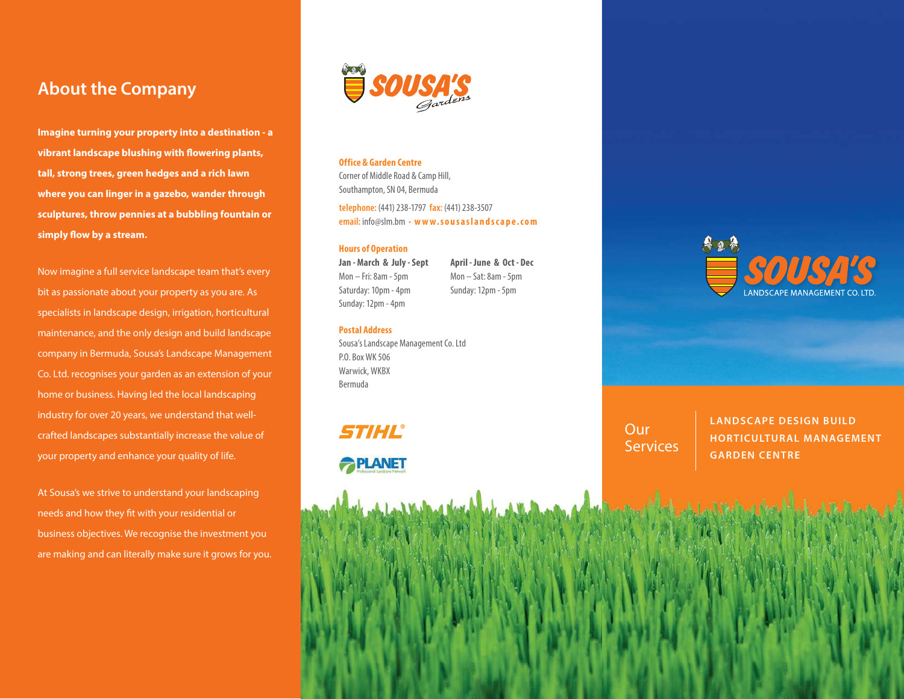## About the Company

**Imagine turning your property into a destination - a vibrant landscape blushing with flowering plants, tall, strong trees, green hedges and a rich lawn where you can linger in a gazebo, wander through sculptures, throw pennies at a bubbling fountain or simply flow by a stream.**

Now imagine a full service landscape team that's every bit as passionate about your property as you are. As specialists in landscape design, irrigation, horticultural maintenance, and the only design and build landscape company in Bermuda, Sousa's Landscape Management Co. Ltd. recognises your garden as an extension of your home or business. Having led the local landscaping industry for over 20 years, we understand that well-crafted landscapes substantially increase the value of your property and enhance your quality of life.

At Sousa's we strive to understand your landscaping needs and how they fit with your residential or business objectives. We recognise the investment you are making and can literally make sure it grows for you.

SOUSA'S *Gardens*

**Office & Garden Centre**
Corner of Middle Road & Camp Hill,
Southampton, SN 04, Bermuda

**telephone:** (441) 238-1797 **fax:** (441) 238-3507
**email:** info@slm.bm • **www.sousaslandscape.com**

**Hours of Operation**

| Jan - March & July - Sept | April - June & Oct - Dec |
|---|---|
| Mon – Fri: 8am - 5pm | Mon – Sat: 8am - 5pm |
| Saturday: 10pm - 4pm | Sunday: 12pm - 5pm |
| Sunday: 12pm - 4pm | |

**Postal Address**
Sousa's Landscape Management Co. Ltd
P.O. Box WK 506
Warwick, WKBX
Bermuda

STIHL®

PLANET Professional Landcare Network

SOUSA'S LANDSCAPE MANAGEMENT CO. LTD.

Our Services

**LANDSCAPE DESIGN BUILD**
**HORTICULTURAL MANAGEMENT**
**GARDEN CENTRE**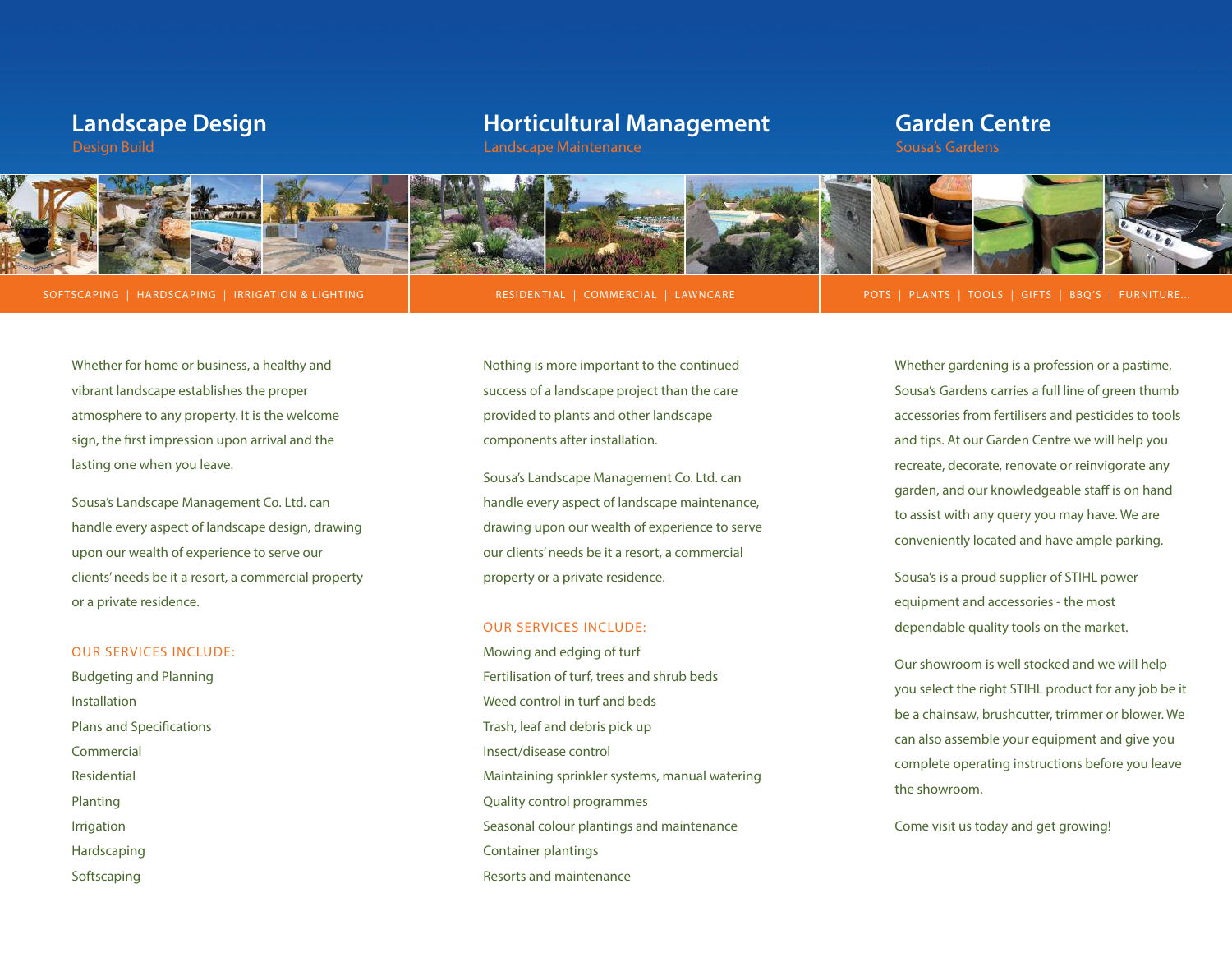## Landscape Design

Design Build

SOFTSCAPING | HARDSCAPING | IRRIGATION & LIGHTING

Whether for home or business, a healthy and vibrant landscape establishes the proper atmosphere to any property. It is the welcome sign, the first impression upon arrival and the lasting one when you leave.

Sousa's Landscape Management Co. Ltd. can handle every aspect of landscape design, drawing upon our wealth of experience to serve our clients' needs be it a resort, a commercial property or a private residence.

OUR SERVICES INCLUDE:

- Budgeting and Planning
- Installation
- Plans and Specifications
- Commercial
- Residential
- Planting
- Irrigation
- Hardscaping
- Softscaping

## Horticultural Management

Landscape Maintenance

RESIDENTIAL | COMMERCIAL | LAWNCARE

Nothing is more important to the continued success of a landscape project than the care provided to plants and other landscape components after installation.

Sousa's Landscape Management Co. Ltd. can handle every aspect of landscape maintenance, drawing upon our wealth of experience to serve our clients' needs be it a resort, a commercial property or a private residence.

OUR SERVICES INCLUDE:

- Mowing and edging of turf
- Fertilisation of turf, trees and shrub beds
- Weed control in turf and beds
- Trash, leaf and debris pick up
- Insect/disease control
- Maintaining sprinkler systems, manual watering
- Quality control programmes
- Seasonal colour plantings and maintenance
- Container plantings
- Resorts and maintenance

## Garden Centre

Sousa's Gardens

POTS | PLANTS | TOOLS | GIFTS | BBQ'S | FURNITURE...

Whether gardening is a profession or a pastime, Sousa's Gardens carries a full line of green thumb accessories from fertilisers and pesticides to tools and tips. At our Garden Centre we will help you recreate, decorate, renovate or reinvigorate any garden, and our knowledgeable staff is on hand to assist with any query you may have. We are conveniently located and have ample parking.

Sousa's is a proud supplier of STIHL power equipment and accessories - the most dependable quality tools on the market.

Our showroom is well stocked and we will help you select the right STIHL product for any job be it be a chainsaw, brushcutter, trimmer or blower. We can also assemble your equipment and give you complete operating instructions before you leave the showroom.

Come visit us today and get growing!